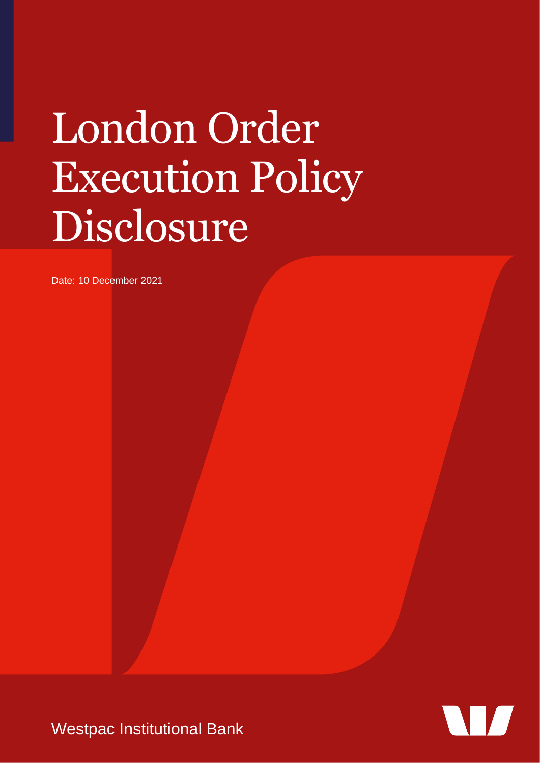# London Order Execution Policy Disclosure

Date: 10 December 2021

Westpac Institutional Bank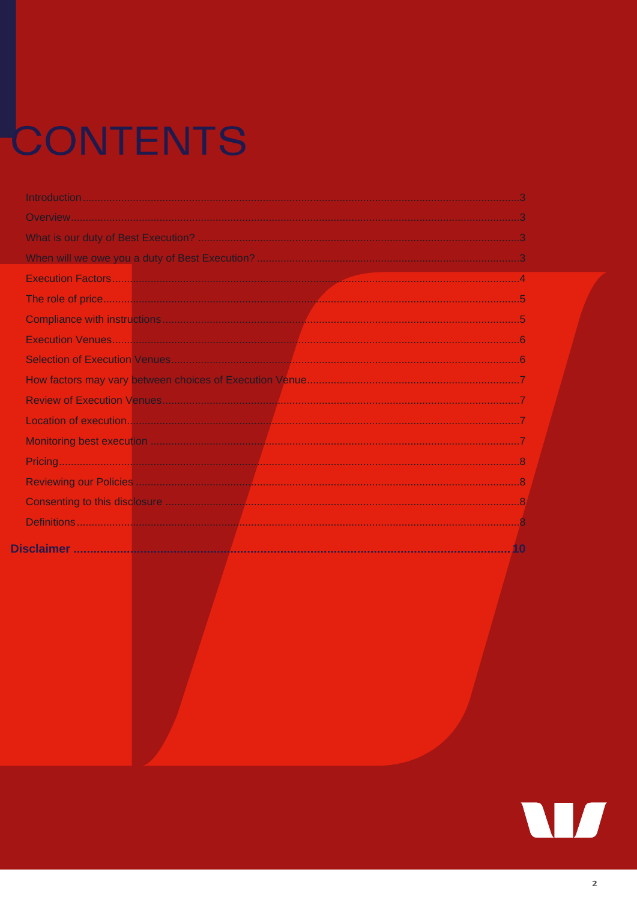# CONTENTS

Introduction....................................................3
Overview....................................................3
What is our duty of Best Execution? ....................................................3
When will we owe you a duty of Best Execution? ....................................................3
Execution Factors....................................................4
The role of price....................................................5
Compliance with instructions....................................................5
Execution Venues....................................................6
Selection of Execution Venues....................................................6
How factors may vary between choices of Execution Venue....................................................7
Review of Execution Venues....................................................7
Location of execution....................................................7
Monitoring best execution ....................................................7
Pricing....................................................8
Reviewing our Policies ....................................................8
Consenting to this disclosure ....................................................8
Definitions....................................................8

**Disclaimer ....................................................10**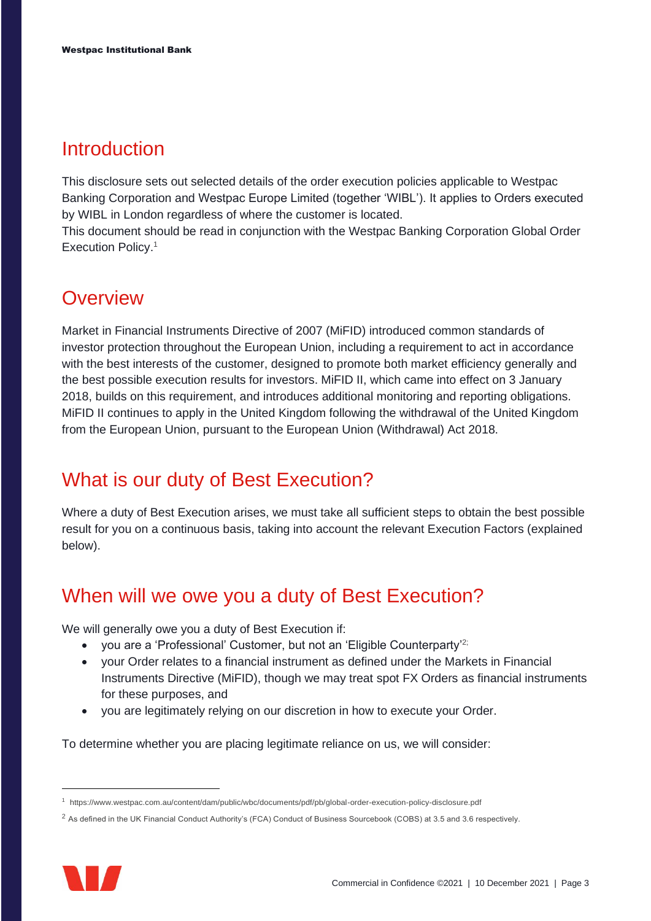## Introduction

This disclosure sets out selected details of the order execution policies applicable to Westpac Banking Corporation and Westpac Europe Limited (together 'WIBL'). It applies to Orders executed by WIBL in London regardless of where the customer is located.
This document should be read in conjunction with the Westpac Banking Corporation Global Order Execution Policy.[1]

## Overview

Market in Financial Instruments Directive of 2007 (MiFID) introduced common standards of investor protection throughout the European Union, including a requirement to act in accordance with the best interests of the customer, designed to promote both market efficiency generally and the best possible execution results for investors. MiFID II, which came into effect on 3 January 2018, builds on this requirement, and introduces additional monitoring and reporting obligations. MiFID II continues to apply in the United Kingdom following the withdrawal of the United Kingdom from the European Union, pursuant to the European Union (Withdrawal) Act 2018.

## What is our duty of Best Execution?

Where a duty of Best Execution arises, we must take all sufficient steps to obtain the best possible result for you on a continuous basis, taking into account the relevant Execution Factors (explained below).

## When will we owe you a duty of Best Execution?

We will generally owe you a duty of Best Execution if:

- you are a 'Professional' Customer, but not an 'Eligible Counterparty'[2];
- your Order relates to a financial instrument as defined under the Markets in Financial Instruments Directive (MiFID), though we may treat spot FX Orders as financial instruments for these purposes, and
- you are legitimately relying on our discretion in how to execute your Order.

To determine whether you are placing legitimate reliance on us, we will consider:

[1] https://www.westpac.com.au/content/dam/public/wbc/documents/pdf/pb/global-order-execution-policy-disclosure.pdf

[2] As defined in the UK Financial Conduct Authority's (FCA) Conduct of Business Sourcebook (COBS) at 3.5 and 3.6 respectively.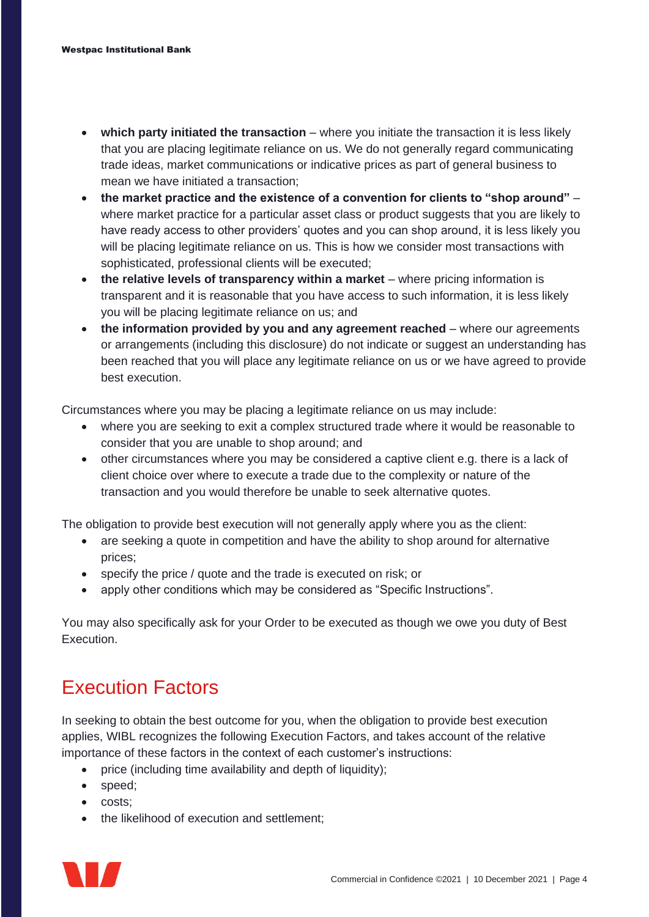- **which party initiated the transaction** – where you initiate the transaction it is less likely that you are placing legitimate reliance on us. We do not generally regard communicating trade ideas, market communications or indicative prices as part of general business to mean we have initiated a transaction;
- **the market practice and the existence of a convention for clients to "shop around"** – where market practice for a particular asset class or product suggests that you are likely to have ready access to other providers' quotes and you can shop around, it is less likely you will be placing legitimate reliance on us. This is how we consider most transactions with sophisticated, professional clients will be executed;
- **the relative levels of transparency within a market** – where pricing information is transparent and it is reasonable that you have access to such information, it is less likely you will be placing legitimate reliance on us; and
- **the information provided by you and any agreement reached** – where our agreements or arrangements (including this disclosure) do not indicate or suggest an understanding has been reached that you will place any legitimate reliance on us or we have agreed to provide best execution.

Circumstances where you may be placing a legitimate reliance on us may include:

- where you are seeking to exit a complex structured trade where it would be reasonable to consider that you are unable to shop around; and
- other circumstances where you may be considered a captive client e.g. there is a lack of client choice over where to execute a trade due to the complexity or nature of the transaction and you would therefore be unable to seek alternative quotes.

The obligation to provide best execution will not generally apply where you as the client:

- are seeking a quote in competition and have the ability to shop around for alternative prices;
- specify the price / quote and the trade is executed on risk; or
- apply other conditions which may be considered as "Specific Instructions".

You may also specifically ask for your Order to be executed as though we owe you duty of Best Execution.

## Execution Factors

In seeking to obtain the best outcome for you, when the obligation to provide best execution applies, WIBL recognizes the following Execution Factors, and takes account of the relative importance of these factors in the context of each customer's instructions:

- price (including time availability and depth of liquidity);
- speed;
- costs;
- the likelihood of execution and settlement;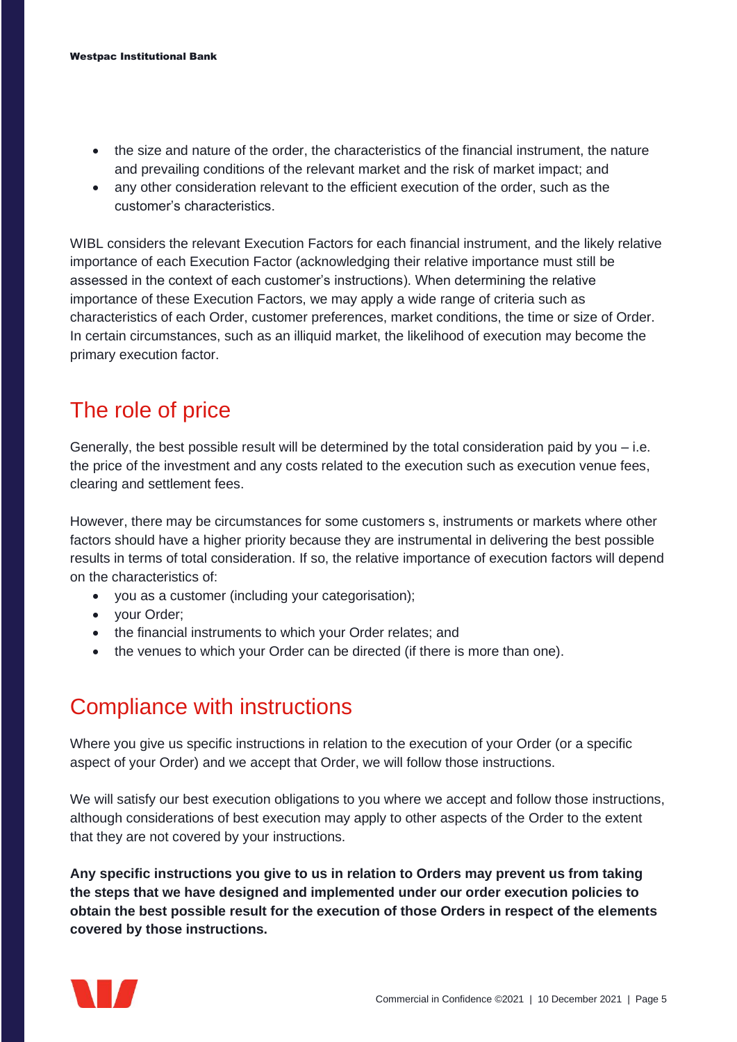- the size and nature of the order, the characteristics of the financial instrument, the nature and prevailing conditions of the relevant market and the risk of market impact; and
- any other consideration relevant to the efficient execution of the order, such as the customer's characteristics.

WIBL considers the relevant Execution Factors for each financial instrument, and the likely relative importance of each Execution Factor (acknowledging their relative importance must still be assessed in the context of each customer's instructions). When determining the relative importance of these Execution Factors, we may apply a wide range of criteria such as characteristics of each Order, customer preferences, market conditions, the time or size of Order. In certain circumstances, such as an illiquid market, the likelihood of execution may become the primary execution factor.

## The role of price

Generally, the best possible result will be determined by the total consideration paid by you – i.e. the price of the investment and any costs related to the execution such as execution venue fees, clearing and settlement fees.

However, there may be circumstances for some customers s, instruments or markets where other factors should have a higher priority because they are instrumental in delivering the best possible results in terms of total consideration. If so, the relative importance of execution factors will depend on the characteristics of:

- you as a customer (including your categorisation);
- your Order;
- the financial instruments to which your Order relates; and
- the venues to which your Order can be directed (if there is more than one).

## Compliance with instructions

Where you give us specific instructions in relation to the execution of your Order (or a specific aspect of your Order) and we accept that Order, we will follow those instructions.

We will satisfy our best execution obligations to you where we accept and follow those instructions, although considerations of best execution may apply to other aspects of the Order to the extent that they are not covered by your instructions.

**Any specific instructions you give to us in relation to Orders may prevent us from taking the steps that we have designed and implemented under our order execution policies to obtain the best possible result for the execution of those Orders in respect of the elements covered by those instructions.**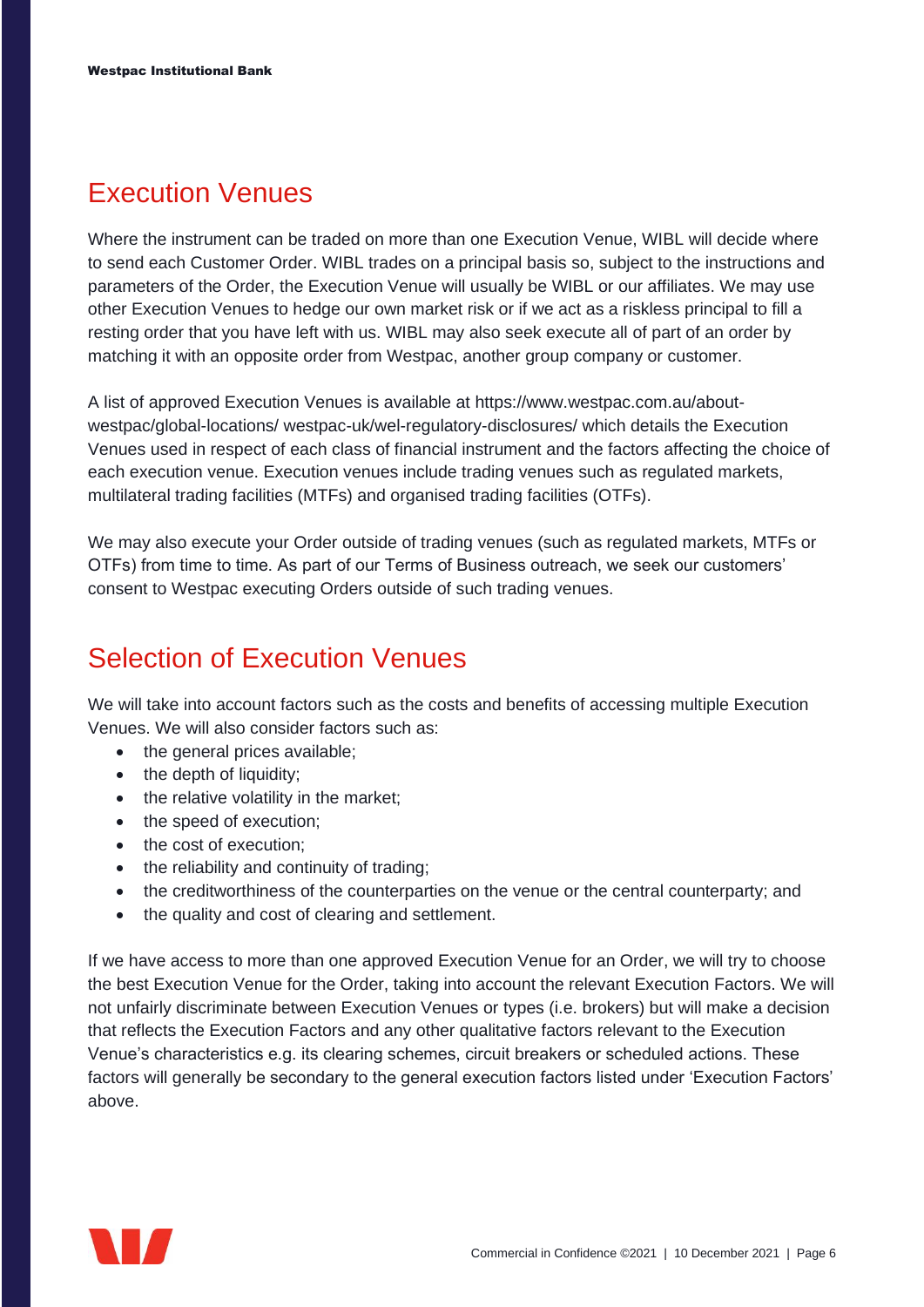## Execution Venues

Where the instrument can be traded on more than one Execution Venue, WIBL will decide where to send each Customer Order. WIBL trades on a principal basis so, subject to the instructions and parameters of the Order, the Execution Venue will usually be WIBL or our affiliates. We may use other Execution Venues to hedge our own market risk or if we act as a riskless principal to fill a resting order that you have left with us. WIBL may also seek execute all of part of an order by matching it with an opposite order from Westpac, another group company or customer.

A list of approved Execution Venues is available at https://www.westpac.com.au/about-westpac/global-locations/ westpac-uk/wel-regulatory-disclosures/ which details the Execution Venues used in respect of each class of financial instrument and the factors affecting the choice of each execution venue. Execution venues include trading venues such as regulated markets, multilateral trading facilities (MTFs) and organised trading facilities (OTFs).

We may also execute your Order outside of trading venues (such as regulated markets, MTFs or OTFs) from time to time. As part of our Terms of Business outreach, we seek our customers' consent to Westpac executing Orders outside of such trading venues.

## Selection of Execution Venues

We will take into account factors such as the costs and benefits of accessing multiple Execution Venues. We will also consider factors such as:

- the general prices available;
- the depth of liquidity;
- the relative volatility in the market;
- the speed of execution;
- the cost of execution;
- the reliability and continuity of trading;
- the creditworthiness of the counterparties on the venue or the central counterparty; and
- the quality and cost of clearing and settlement.

If we have access to more than one approved Execution Venue for an Order, we will try to choose the best Execution Venue for the Order, taking into account the relevant Execution Factors. We will not unfairly discriminate between Execution Venues or types (i.e. brokers) but will make a decision that reflects the Execution Factors and any other qualitative factors relevant to the Execution Venue's characteristics e.g. its clearing schemes, circuit breakers or scheduled actions. These factors will generally be secondary to the general execution factors listed under 'Execution Factors' above.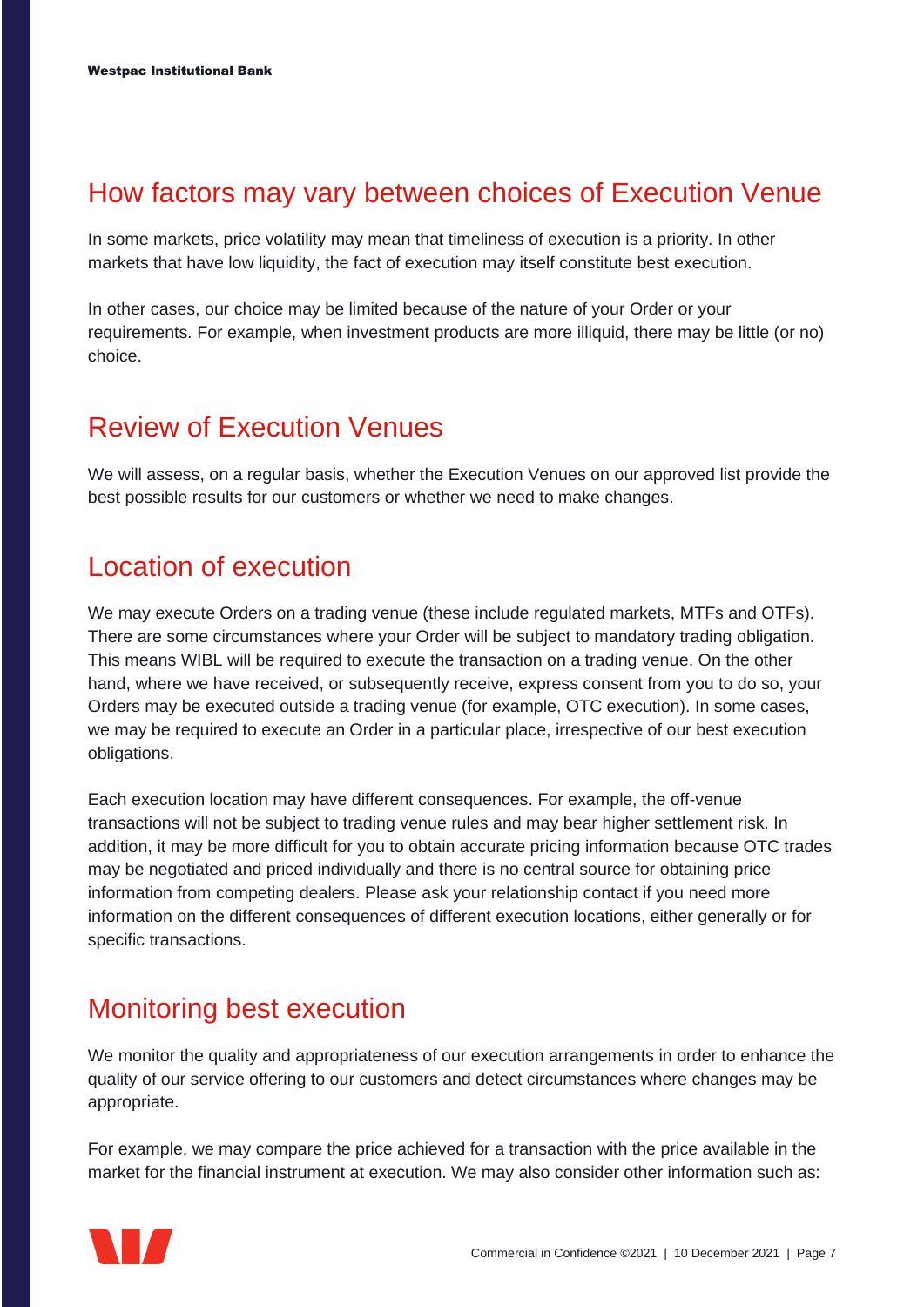## How factors may vary between choices of Execution Venue

In some markets, price volatility may mean that timeliness of execution is a priority. In other markets that have low liquidity, the fact of execution may itself constitute best execution.

In other cases, our choice may be limited because of the nature of your Order or your requirements. For example, when investment products are more illiquid, there may be little (or no) choice.

## Review of Execution Venues

We will assess, on a regular basis, whether the Execution Venues on our approved list provide the best possible results for our customers or whether we need to make changes.

## Location of execution

We may execute Orders on a trading venue (these include regulated markets, MTFs and OTFs). There are some circumstances where your Order will be subject to mandatory trading obligation. This means WIBL will be required to execute the transaction on a trading venue. On the other hand, where we have received, or subsequently receive, express consent from you to do so, your Orders may be executed outside a trading venue (for example, OTC execution). In some cases, we may be required to execute an Order in a particular place, irrespective of our best execution obligations.

Each execution location may have different consequences. For example, the off-venue transactions will not be subject to trading venue rules and may bear higher settlement risk. In addition, it may be more difficult for you to obtain accurate pricing information because OTC trades may be negotiated and priced individually and there is no central source for obtaining price information from competing dealers. Please ask your relationship contact if you need more information on the different consequences of different execution locations, either generally or for specific transactions.

## Monitoring best execution

We monitor the quality and appropriateness of our execution arrangements in order to enhance the quality of our service offering to our customers and detect circumstances where changes may be appropriate.

For example, we may compare the price achieved for a transaction with the price available in the market for the financial instrument at execution. We may also consider other information such as: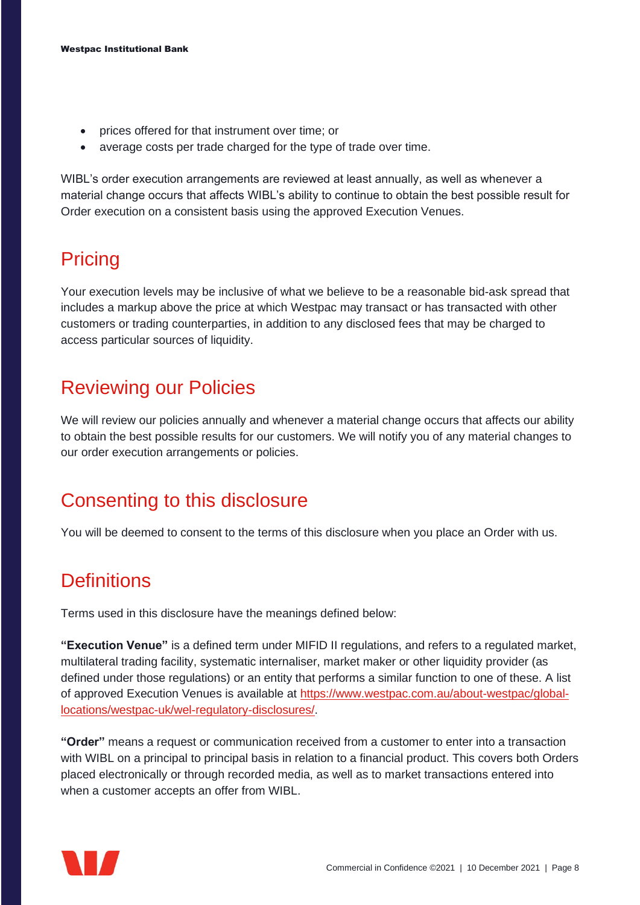- prices offered for that instrument over time; or
- average costs per trade charged for the type of trade over time.

WIBL's order execution arrangements are reviewed at least annually, as well as whenever a material change occurs that affects WIBL's ability to continue to obtain the best possible result for Order execution on a consistent basis using the approved Execution Venues.

## Pricing

Your execution levels may be inclusive of what we believe to be a reasonable bid-ask spread that includes a markup above the price at which Westpac may transact or has transacted with other customers or trading counterparties, in addition to any disclosed fees that may be charged to access particular sources of liquidity.

## Reviewing our Policies

We will review our policies annually and whenever a material change occurs that affects our ability to obtain the best possible results for our customers. We will notify you of any material changes to our order execution arrangements or policies.

## Consenting to this disclosure

You will be deemed to consent to the terms of this disclosure when you place an Order with us.

## Definitions

Terms used in this disclosure have the meanings defined below:

**"Execution Venue"** is a defined term under MIFID II regulations, and refers to a regulated market, multilateral trading facility, systematic internaliser, market maker or other liquidity provider (as defined under those regulations) or an entity that performs a similar function to one of these. A list of approved Execution Venues is available at [https://www.westpac.com.au/about-westpac/global-locations/westpac-uk/wel-regulatory-disclosures/](https://www.westpac.com.au/about-westpac/global-locations/westpac-uk/wel-regulatory-disclosures/).

**"Order"** means a request or communication received from a customer to enter into a transaction with WIBL on a principal to principal basis in relation to a financial product. This covers both Orders placed electronically or through recorded media, as well as to market transactions entered into when a customer accepts an offer from WIBL.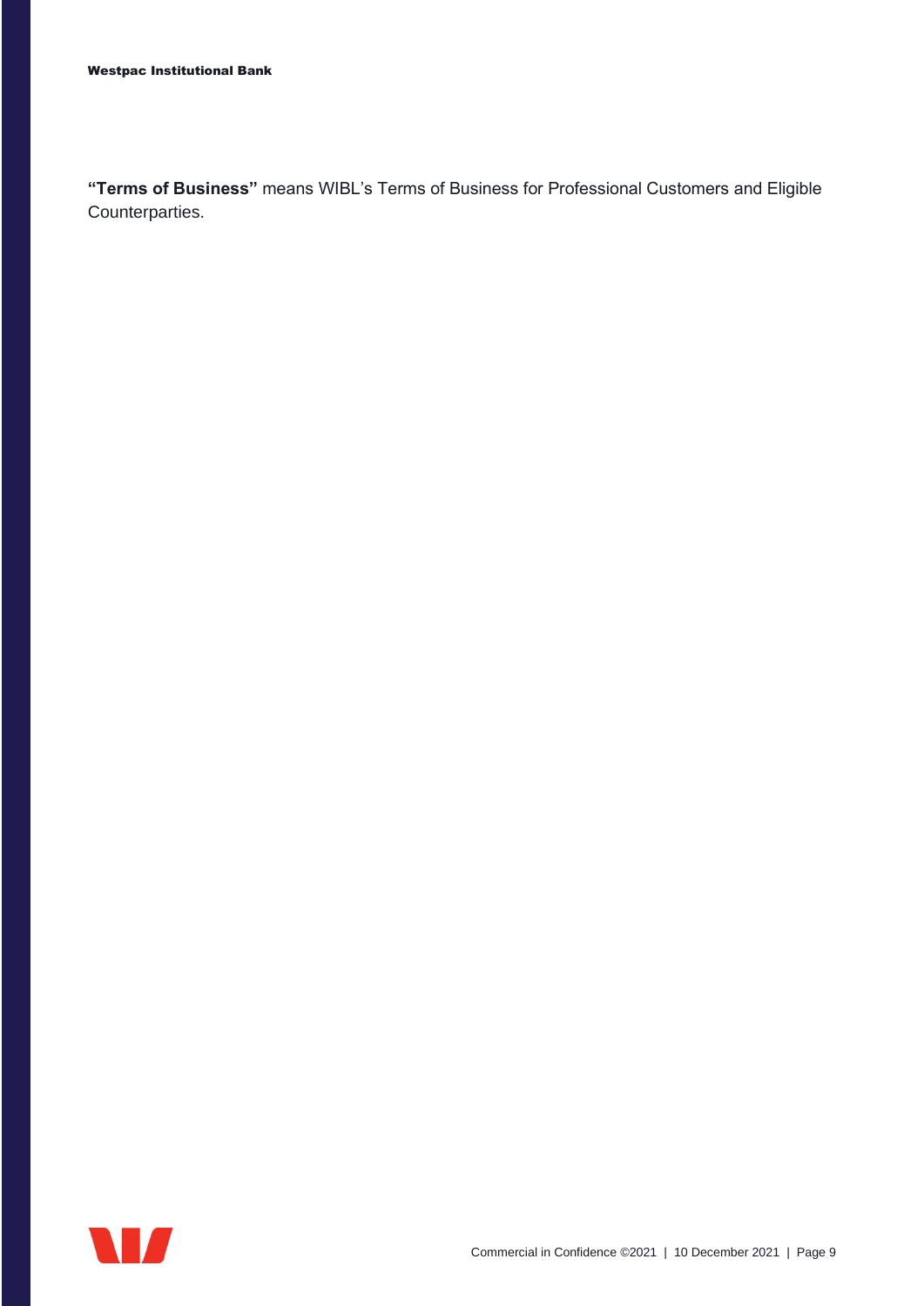**“Terms of Business”** means WIBL’s Terms of Business for Professional Customers and Eligible Counterparties.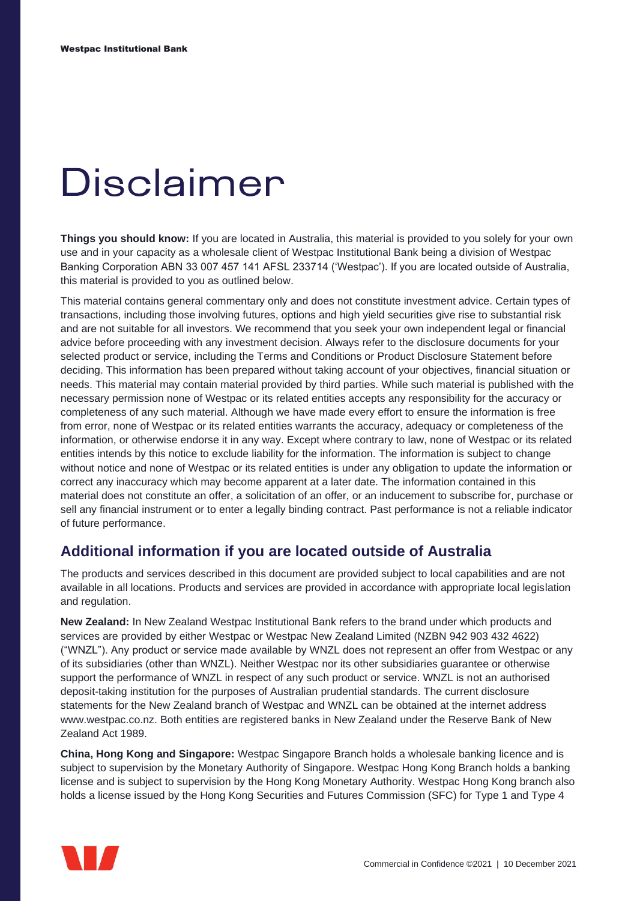# Disclaimer

**Things you should know:** If you are located in Australia, this material is provided to you solely for your own use and in your capacity as a wholesale client of Westpac Institutional Bank being a division of Westpac Banking Corporation ABN 33 007 457 141 AFSL 233714 ('Westpac'). If you are located outside of Australia, this material is provided to you as outlined below.

This material contains general commentary only and does not constitute investment advice. Certain types of transactions, including those involving futures, options and high yield securities give rise to substantial risk and are not suitable for all investors. We recommend that you seek your own independent legal or financial advice before proceeding with any investment decision. Always refer to the disclosure documents for your selected product or service, including the Terms and Conditions or Product Disclosure Statement before deciding. This information has been prepared without taking account of your objectives, financial situation or needs. This material may contain material provided by third parties. While such material is published with the necessary permission none of Westpac or its related entities accepts any responsibility for the accuracy or completeness of any such material. Although we have made every effort to ensure the information is free from error, none of Westpac or its related entities warrants the accuracy, adequacy or completeness of the information, or otherwise endorse it in any way. Except where contrary to law, none of Westpac or its related entities intends by this notice to exclude liability for the information. The information is subject to change without notice and none of Westpac or its related entities is under any obligation to update the information or correct any inaccuracy which may become apparent at a later date. The information contained in this material does not constitute an offer, a solicitation of an offer, or an inducement to subscribe for, purchase or sell any financial instrument or to enter a legally binding contract. Past performance is not a reliable indicator of future performance.

## Additional information if you are located outside of Australia

The products and services described in this document are provided subject to local capabilities and are not available in all locations. Products and services are provided in accordance with appropriate local legislation and regulation.

**New Zealand:** In New Zealand Westpac Institutional Bank refers to the brand under which products and services are provided by either Westpac or Westpac New Zealand Limited (NZBN 942 903 432 4622) ("WNZL"). Any product or service made available by WNZL does not represent an offer from Westpac or any of its subsidiaries (other than WNZL). Neither Westpac nor its other subsidiaries guarantee or otherwise support the performance of WNZL in respect of any such product or service. WNZL is not an authorised deposit-taking institution for the purposes of Australian prudential standards. The current disclosure statements for the New Zealand branch of Westpac and WNZL can be obtained at the internet address www.westpac.co.nz. Both entities are registered banks in New Zealand under the Reserve Bank of New Zealand Act 1989.

**China, Hong Kong and Singapore:** Westpac Singapore Branch holds a wholesale banking licence and is subject to supervision by the Monetary Authority of Singapore. Westpac Hong Kong Branch holds a banking license and is subject to supervision by the Hong Kong Monetary Authority. Westpac Hong Kong branch also holds a license issued by the Hong Kong Securities and Futures Commission (SFC) for Type 1 and Type 4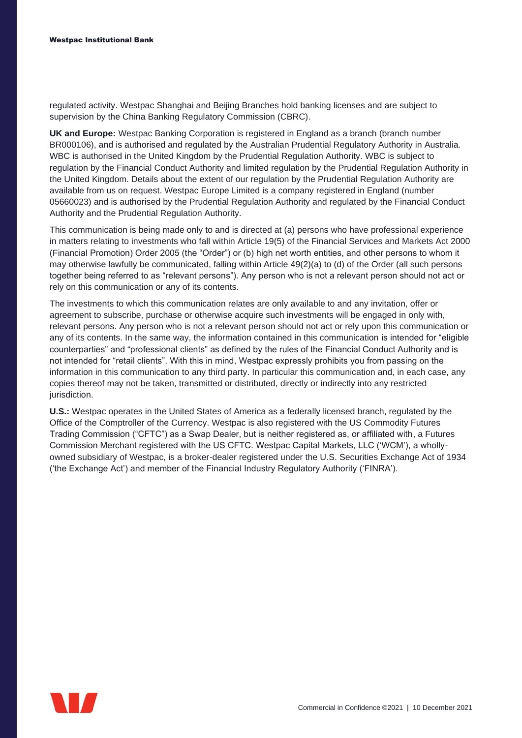regulated activity. Westpac Shanghai and Beijing Branches hold banking licenses and are subject to supervision by the China Banking Regulatory Commission (CBRC).

**UK and Europe:** Westpac Banking Corporation is registered in England as a branch (branch number BR000106), and is authorised and regulated by the Australian Prudential Regulatory Authority in Australia. WBC is authorised in the United Kingdom by the Prudential Regulation Authority. WBC is subject to regulation by the Financial Conduct Authority and limited regulation by the Prudential Regulation Authority in the United Kingdom. Details about the extent of our regulation by the Prudential Regulation Authority are available from us on request. Westpac Europe Limited is a company registered in England (number 05660023) and is authorised by the Prudential Regulation Authority and regulated by the Financial Conduct Authority and the Prudential Regulation Authority.

This communication is being made only to and is directed at (a) persons who have professional experience in matters relating to investments who fall within Article 19(5) of the Financial Services and Markets Act 2000 (Financial Promotion) Order 2005 (the "Order") or (b) high net worth entities, and other persons to whom it may otherwise lawfully be communicated, falling within Article 49(2)(a) to (d) of the Order (all such persons together being referred to as "relevant persons"). Any person who is not a relevant person should not act or rely on this communication or any of its contents.

The investments to which this communication relates are only available to and any invitation, offer or agreement to subscribe, purchase or otherwise acquire such investments will be engaged in only with, relevant persons. Any person who is not a relevant person should not act or rely upon this communication or any of its contents. In the same way, the information contained in this communication is intended for "eligible counterparties" and "professional clients" as defined by the rules of the Financial Conduct Authority and is not intended for "retail clients". With this in mind, Westpac expressly prohibits you from passing on the information in this communication to any third party. In particular this communication and, in each case, any copies thereof may not be taken, transmitted or distributed, directly or indirectly into any restricted jurisdiction.

**U.S.:** Westpac operates in the United States of America as a federally licensed branch, regulated by the Office of the Comptroller of the Currency. Westpac is also registered with the US Commodity Futures Trading Commission ("CFTC") as a Swap Dealer, but is neither registered as, or affiliated with, a Futures Commission Merchant registered with the US CFTC. Westpac Capital Markets, LLC ('WCM'), a wholly-owned subsidiary of Westpac, is a broker-dealer registered under the U.S. Securities Exchange Act of 1934 ('the Exchange Act') and member of the Financial Industry Regulatory Authority ('FINRA').